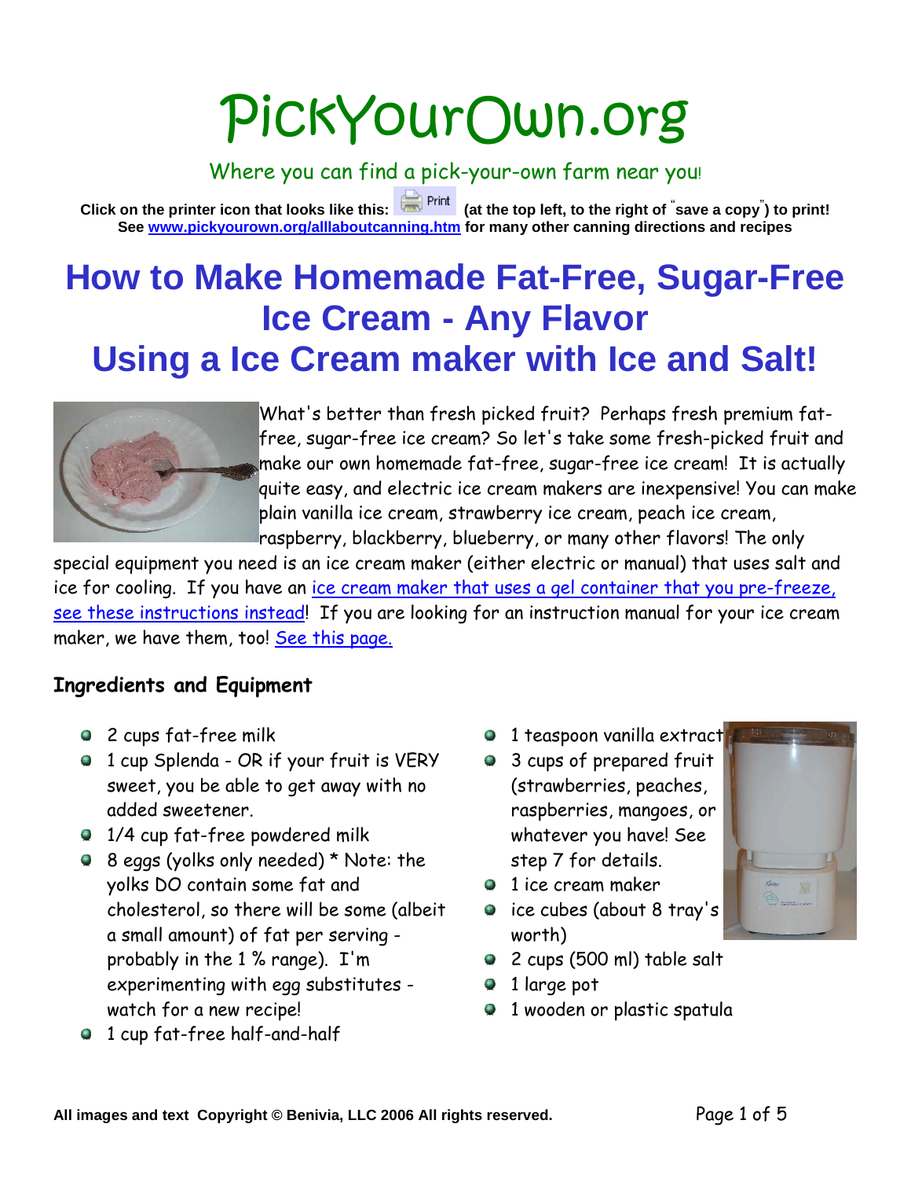# PickYourOwn.org

Where you can find a pick-your-own farm near you!

**Click on the printer icon that looks like this: Print (at the top left, to the right of "save a copy") to print!**
**See [www.pickyourown.org/alllaboutcanning.htm](www.pickyourown.org/alllaboutcanning.htm) for many other canning directions and recipes**

# How to Make Homemade Fat-Free, Sugar-Free Ice Cream - Any Flavor
# Using a Ice Cream maker with Ice and Salt!

What's better than fresh picked fruit? Perhaps fresh premium fat-free, sugar-free ice cream? So let's take some fresh-picked fruit and make our own homemade fat-free, sugar-free ice cream! It is actually quite easy, and electric ice cream makers are inexpensive! You can make plain vanilla ice cream, strawberry ice cream, peach ice cream, raspberry, blackberry, blueberry, or many other flavors! The only special equipment you need is an ice cream maker (either electric or manual) that uses salt and ice for cooling. If you have an ice cream maker that uses a gel container that you pre-freeze, see these instructions instead! If you are looking for an instruction manual for your ice cream maker, we have them, too! See this page.

### Ingredients and Equipment

- 2 cups fat-free milk
- 1 cup Splenda - OR if your fruit is VERY sweet, you be able to get away with no added sweetener.
- 1/4 cup fat-free powdered milk
- 8 eggs (yolks only needed) * Note: the yolks DO contain some fat and cholesterol, so there will be some (albeit a small amount) of fat per serving - probably in the 1 % range). I'm experimenting with egg substitutes - watch for a new recipe!
- 1 cup fat-free half-and-half
- 1 teaspoon vanilla extract
- 3 cups of prepared fruit (strawberries, peaches, raspberries, mangoes, or whatever you have! See step 7 for details.
- 1 ice cream maker
- ice cubes (about 8 tray's worth)
- 2 cups (500 ml) table salt
- 1 large pot
- 1 wooden or plastic spatula

All images and text Copyright © Benivia, LLC 2006 All rights reserved.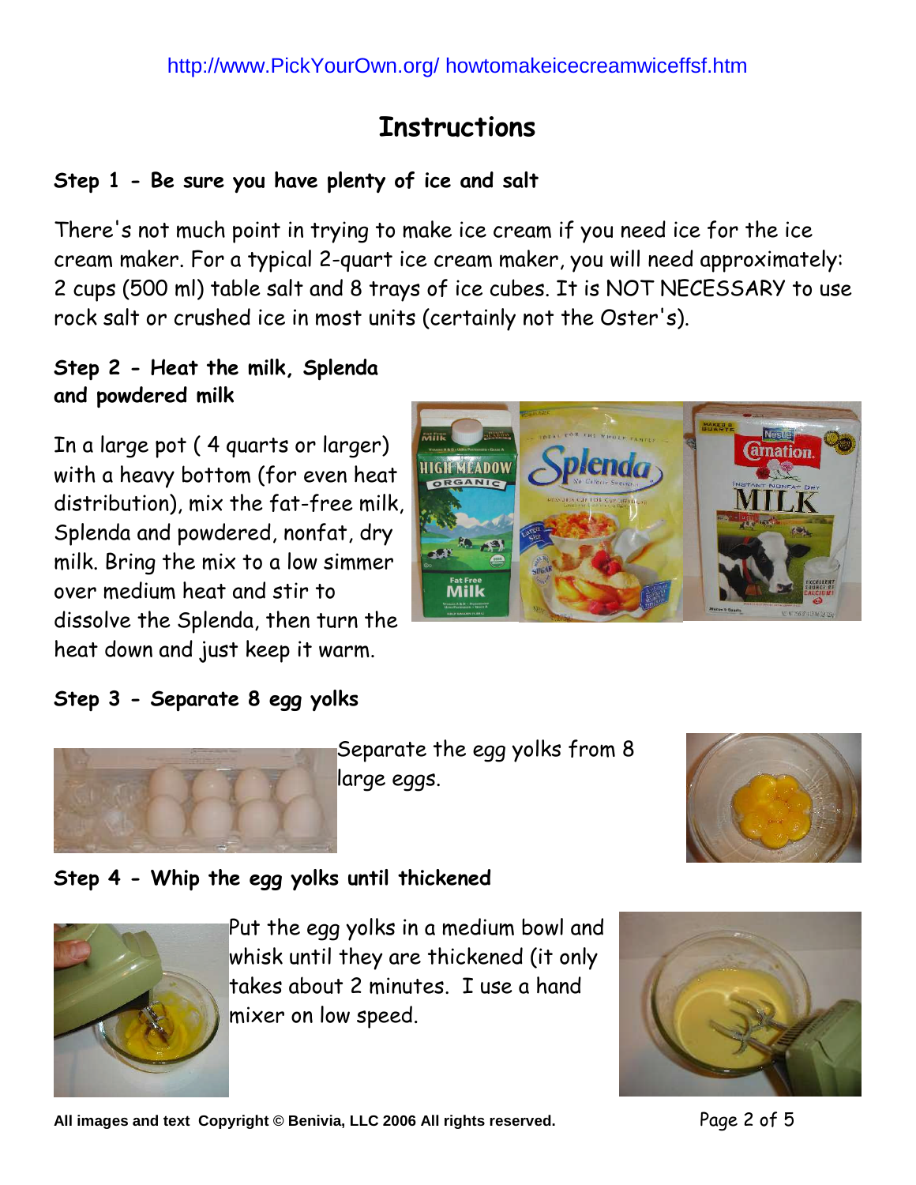# Instructions

**Step 1 - Be sure you have plenty of ice and salt**

There's not much point in trying to make ice cream if you need ice for the ice cream maker. For a typical 2-quart ice cream maker, you will need approximately: 2 cups (500 ml) table salt and 8 trays of ice cubes. It is NOT NECESSARY to use rock salt or crushed ice in most units (certainly not the Oster's).

**Step 2 - Heat the milk, Splenda and powdered milk**

In a large pot ( 4 quarts or larger) with a heavy bottom (for even heat distribution), mix the fat-free milk, Splenda and powdered, nonfat, dry milk. Bring the mix to a low simmer over medium heat and stir to dissolve the Splenda, then turn the heat down and just keep it warm.

**Step 3 - Separate 8 egg yolks**

Separate the egg yolks from 8 large eggs.

**Step 4 - Whip the egg yolks until thickened**

Put the egg yolks in a medium bowl and whisk until they are thickened (it only takes about 2 minutes. I use a hand mixer on low speed.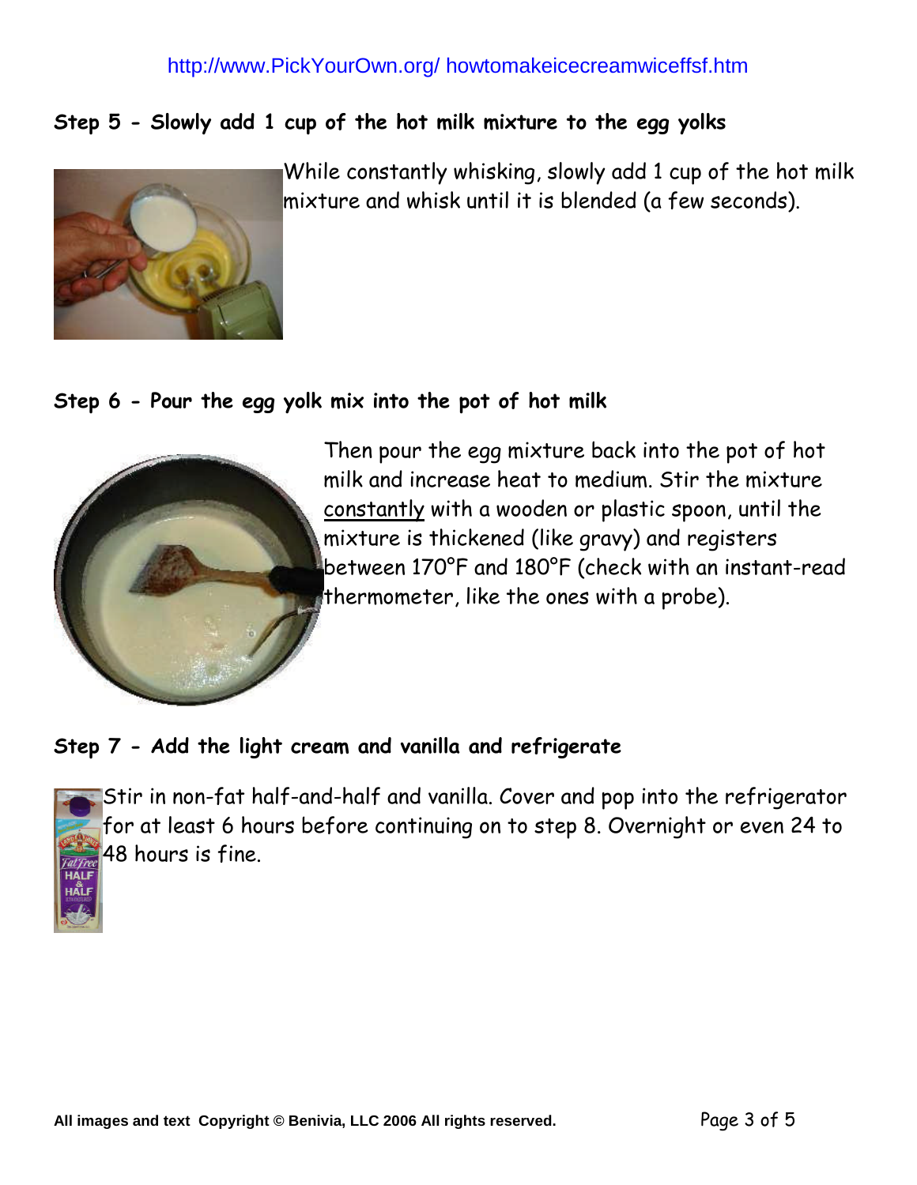### Step 5 - Slowly add 1 cup of the hot milk mixture to the egg yolks

While constantly whisking, slowly add 1 cup of the hot milk mixture and whisk until it is blended (a few seconds).

### Step 6 - Pour the egg yolk mix into the pot of hot milk

Then pour the egg mixture back into the pot of hot milk and increase heat to medium. Stir the mixture constantly with a wooden or plastic spoon, until the mixture is thickened (like gravy) and registers between 170°F and 180°F (check with an instant-read thermometer, like the ones with a probe).

### Step 7 - Add the light cream and vanilla and refrigerate

Stir in non-fat half-and-half and vanilla. Cover and pop into the refrigerator for at least 6 hours before continuing on to step 8. Overnight or even 24 to 48 hours is fine.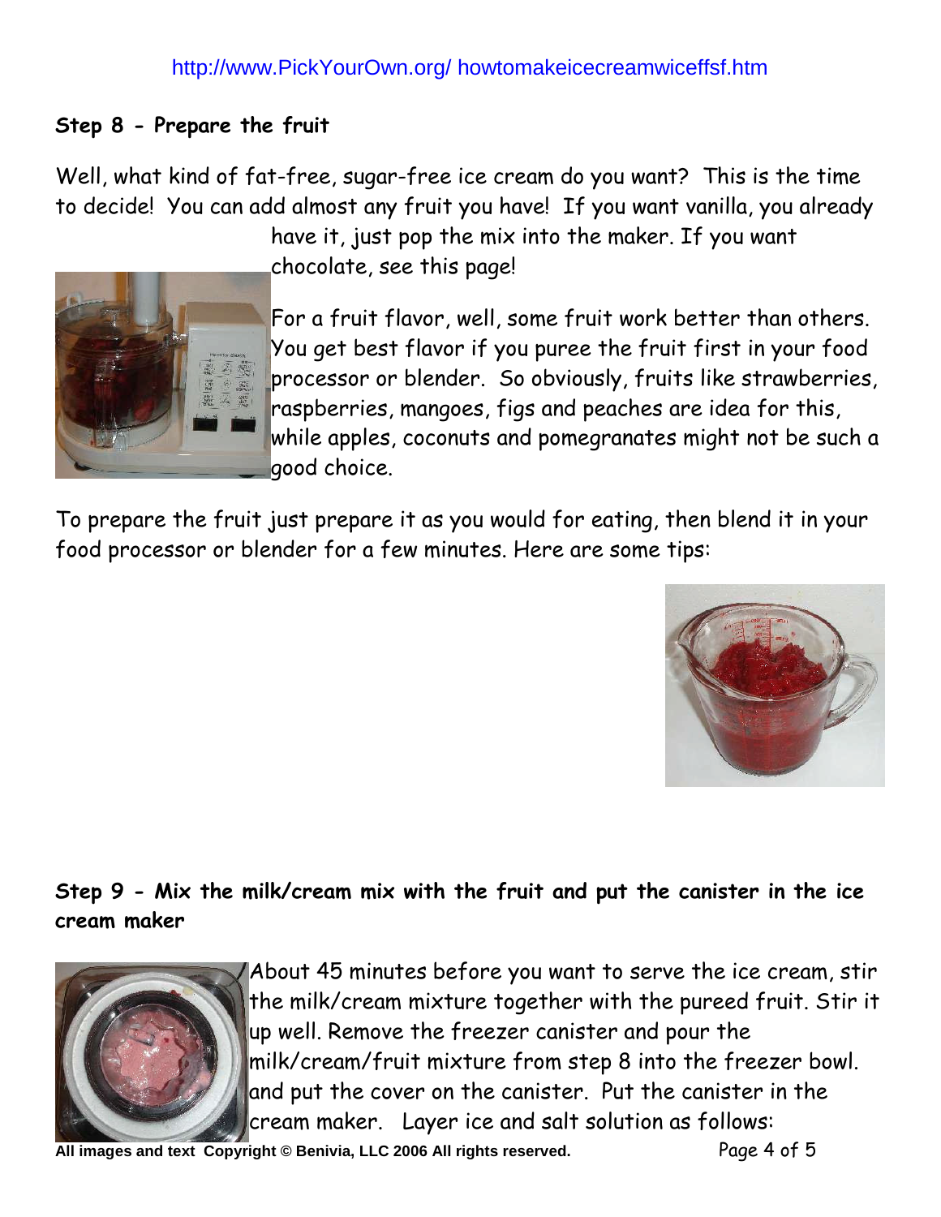http://www.PickYourOwn.org/ howtomakeicecreamwiceffsf.htm

**Step 8 - Prepare the fruit**

Well, what kind of fat-free, sugar-free ice cream do you want? This is the time to decide! You can add almost any fruit you have! If you want vanilla, you already have it, just pop the mix into the maker. If you want chocolate, see this page!

For a fruit flavor, well, some fruit work better than others. You get best flavor if you puree the fruit first in your food processor or blender. So obviously, fruits like strawberries, raspberries, mangoes, figs and peaches are idea for this, while apples, coconuts and pomegranates might not be such a good choice.

To prepare the fruit just prepare it as you would for eating, then blend it in your food processor or blender for a few minutes. Here are some tips:

**Step 9 - Mix the milk/cream mix with the fruit and put the canister in the ice cream maker**

About 45 minutes before you want to serve the ice cream, stir the milk/cream mixture together with the pureed fruit. Stir it up well. Remove the freezer canister and pour the milk/cream/fruit mixture from step 8 into the freezer bowl. and put the cover on the canister. Put the canister in the cream maker. Layer ice and salt solution as follows:

All images and text Copyright © Benivia, LLC 2006 All rights reserved.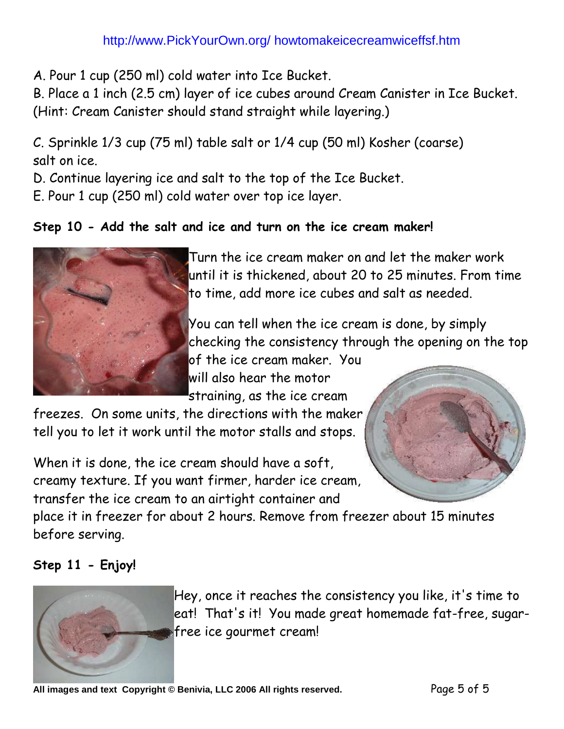A. Pour 1 cup (250 ml) cold water into Ice Bucket.
B. Place a 1 inch (2.5 cm) layer of ice cubes around Cream Canister in Ice Bucket. (Hint: Cream Canister should stand straight while layering.)

C. Sprinkle 1/3 cup (75 ml) table salt or 1/4 cup (50 ml) Kosher (coarse) salt on ice.
D. Continue layering ice and salt to the top of the Ice Bucket.
E. Pour 1 cup (250 ml) cold water over top ice layer.

**Step 10 - Add the salt and ice and turn on the ice cream maker!**

Turn the ice cream maker on and let the maker work until it is thickened, about 20 to 25 minutes. From time to time, add more ice cubes and salt as needed.

You can tell when the ice cream is done, by simply checking the consistency through the opening on the top of the ice cream maker. You will also hear the motor straining, as the ice cream freezes. On some units, the directions with the maker tell you to let it work until the motor stalls and stops.

When it is done, the ice cream should have a soft, creamy texture. If you want firmer, harder ice cream, transfer the ice cream to an airtight container and place it in freezer for about 2 hours. Remove from freezer about 15 minutes before serving.

**Step 11 - Enjoy!**

Hey, once it reaches the consistency you like, it's time to eat! That's it! You made great homemade fat-free, sugar-free ice gourmet cream!

**All images and text Copyright © Benivia, LLC 2006 All rights reserved.**